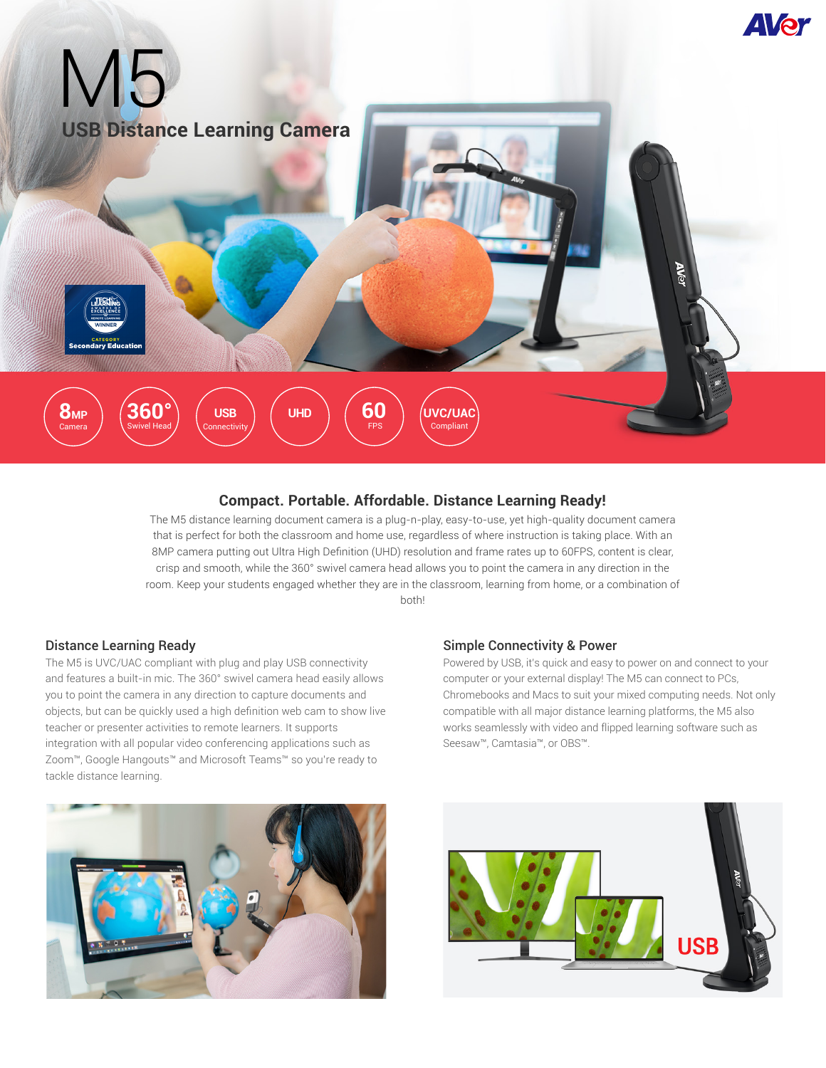AVer

# M5

## USB Distance Learning Camera

Tech & Learning Awards of Excellence – Remote Learning – Winner – Category: Secondary Education

8MP Camera | 360° Swivel Head | USB Connectivity | UHD | 60 FPS | UVC/UAC Compliant

USB

### Compact. Portable. Affordable. Distance Learning Ready!

The M5 distance learning document camera is a plug-n-play, easy-to-use, yet high-quality document camera that is perfect for both the classroom and home use, regardless of where instruction is taking place. With an 8MP camera putting out Ultra High Definition (UHD) resolution and frame rates up to 60FPS, content is clear, crisp and smooth, while the 360° swivel camera head allows you to point the camera in any direction in the room. Keep your students engaged whether they are in the classroom, learning from home, or a combination of both!

### Distance Learning Ready

The M5 is UVC/UAC compliant with plug and play USB connectivity and features a built-in mic. The 360° swivel camera head easily allows you to point the camera in any direction to capture documents and objects, but can be quickly used a high definition web cam to show live teacher or presenter activities to remote learners. It supports integration with all popular video conferencing applications such as Zoom™, Google Hangouts™ and Microsoft Teams™ so you're ready to tackle distance learning.

### Simple Connectivity & Power

Powered by USB, it's quick and easy to power on and connect to your computer or your external display! The M5 can connect to PCs, Chromebooks and Macs to suit your mixed computing needs. Not only compatible with all major distance learning platforms, the M5 also works seamlessly with video and flipped learning software such as Seesaw™, Camtasia™, or OBS™.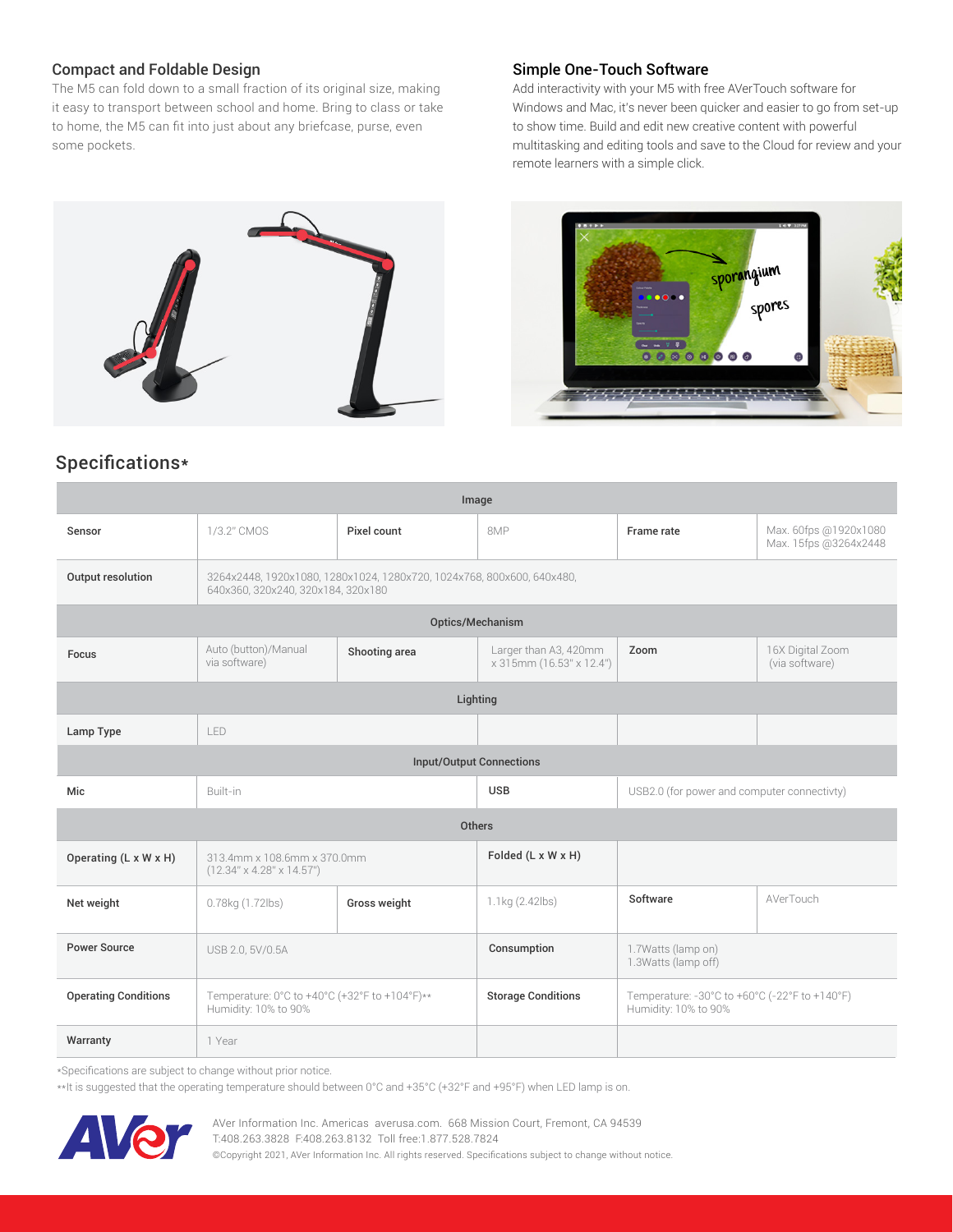## Compact and Foldable Design

The M5 can fold down to a small fraction of its original size, making it easy to transport between school and home. Bring to class or take to home, the M5 can fit into just about any briefcase, purse, even some pockets.

## Simple One-Touch Software

Add interactivity with your M5 with free AVerTouch software for Windows and Mac, it's never been quicker and easier to go from set-up to show time. Build and edit new creative content with powerful multitasking and editing tools and save to the Cloud for review and your remote learners with a simple click.

## Specifications*

| | | | | | |
|---|---|---|---|---|---|
| **Image** | | | | | |
| **Sensor** | 1/3.2" CMOS | **Pixel count** | 8MP | **Frame rate** | Max. 60fps @1920x1080<br>Max. 15fps @3264x2448 |
| **Output resolution** | 3264x2448, 1920x1080, 1280x1024, 1280x720, 1024x768, 800x600, 640x480, 640x360, 320x240, 320x184, 320x180 | | | | |
| **Optics/Mechanism** | | | | | |
| **Focus** | Auto (button)/Manual via software) | **Shooting area** | Larger than A3, 420mm x 315mm (16.53" x 12.4") | **Zoom** | 16X Digital Zoom (via software) |
| **Lighting** | | | | | |
| **Lamp Type** | LED | | | | |
| **Input/Output Connections** | | | | | |
| **Mic** | Built-in | | **USB** | USB2.0 (for power and computer connectivty) | |
| **Others** | | | | | |
| **Operating (L x W x H)** | 313.4mm x 108.6mm x 370.0mm (12.34" x 4.28" x 14.57") | | **Folded (L x W x H)** | | |
| **Net weight** | 0.78kg (1.72lbs) | **Gross weight** | 1.1kg (2.42lbs) | **Software** | AVerTouch |
| **Power Source** | USB 2.0, 5V/0.5A | | **Consumption** | 1.7Watts (lamp on)<br>1.3Watts (lamp off) | |
| **Operating Conditions** | Temperature: 0°C to +40°C (+32°F to +104°F)**<br>Humidity: 10% to 90% | | **Storage Conditions** | Temperature: -30°C to +60°C (-22°F to +140°F)<br>Humidity: 10% to 90% | |
| **Warranty** | 1 Year | | | | |

*Specifications are subject to change without prior notice.

**It is suggested that the operating temperature should between 0°C and +35°C (+32°F and +95°F) when LED lamp is on.

AVer Information Inc. Americas averusa.com. 668 Mission Court, Fremont, CA 94539
T:408.263.3828 F:408.263.8132 Toll free:1.877.528.7824
©Copyright 2021, AVer Information Inc. All rights reserved. Specifications subject to change without notice.